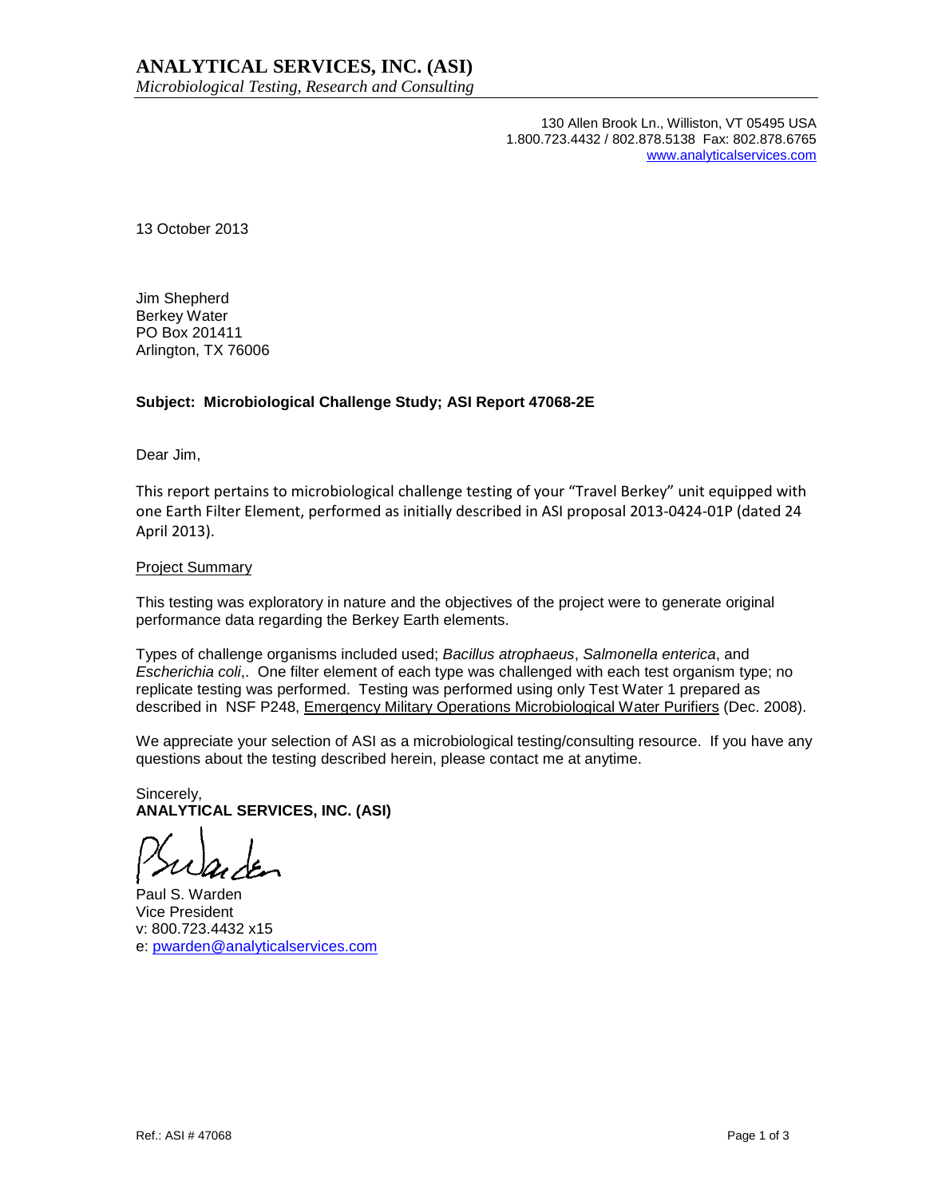# ANALYTICAL SERVICES, INC. (ASI)

*Microbiological Testing, Research and Consulting*

130 Allen Brook Ln., Williston, VT 05495 USA
1.800.723.4432 / 802.878.5138 Fax: 802.878.6765
www.analyticalservices.com

13 October 2013

Jim Shepherd
Berkey Water
PO Box 201411
Arlington, TX 76006

**Subject: Microbiological Challenge Study; ASI Report 47068-2E**

Dear Jim,

This report pertains to microbiological challenge testing of your "Travel Berkey" unit equipped with one Earth Filter Element, performed as initially described in ASI proposal 2013-0424-01P (dated 24 April 2013).

Project Summary

This testing was exploratory in nature and the objectives of the project were to generate original performance data regarding the Berkey Earth elements.

Types of challenge organisms included used; *Bacillus atrophaeus*, *Salmonella enterica*, and *Escherichia coli*,. One filter element of each type was challenged with each test organism type; no replicate testing was performed. Testing was performed using only Test Water 1 prepared as described in NSF P248, Emergency Military Operations Microbiological Water Purifiers (Dec. 2008).

We appreciate your selection of ASI as a microbiological testing/consulting resource. If you have any questions about the testing described herein, please contact me at anytime.

Sincerely,
**ANALYTICAL SERVICES, INC. (ASI)**

PSWarden

Paul S. Warden
Vice President
v: 800.723.4432 x15
e: pwarden@analyticalservices.com

Ref.: ASI # 47068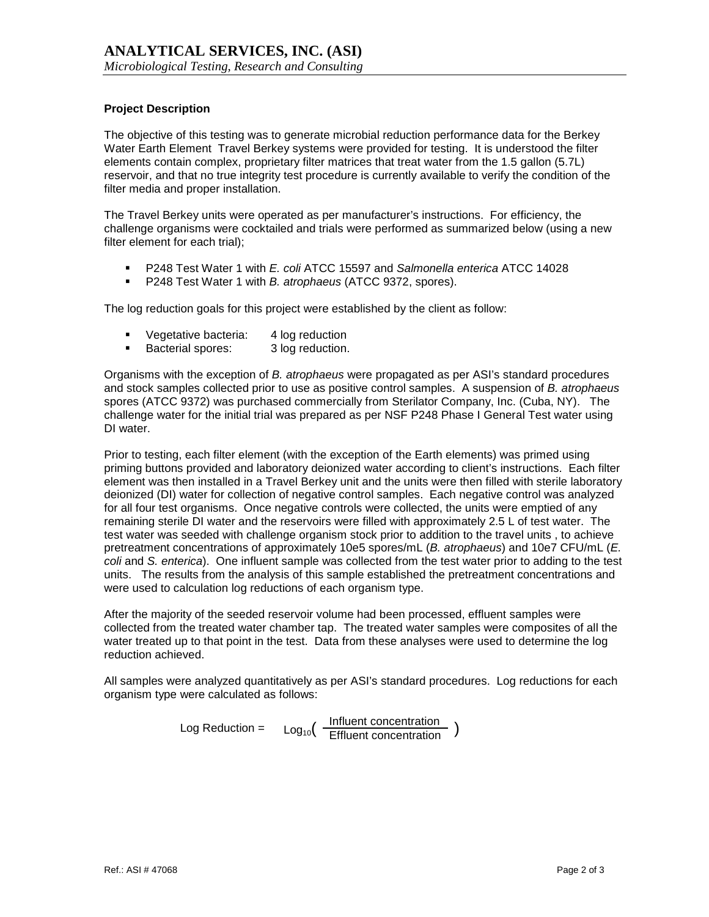**Project Description**

The objective of this testing was to generate microbial reduction performance data for the Berkey Water Earth Element Travel Berkey systems were provided for testing. It is understood the filter elements contain complex, proprietary filter matrices that treat water from the 1.5 gallon (5.7L) reservoir, and that no true integrity test procedure is currently available to verify the condition of the filter media and proper installation.

The Travel Berkey units were operated as per manufacturer's instructions. For efficiency, the challenge organisms were cocktailed and trials were performed as summarized below (using a new filter element for each trial);

- P248 Test Water 1 with *E. coli* ATCC 15597 and *Salmonella enterica* ATCC 14028
- P248 Test Water 1 with *B. atrophaeus* (ATCC 9372, spores).

The log reduction goals for this project were established by the client as follow:

- Vegetative bacteria: 4 log reduction
- Bacterial spores: 3 log reduction.

Organisms with the exception of *B. atrophaeus* were propagated as per ASI's standard procedures and stock samples collected prior to use as positive control samples. A suspension of *B. atrophaeus* spores (ATCC 9372) was purchased commercially from Sterilator Company, Inc. (Cuba, NY). The challenge water for the initial trial was prepared as per NSF P248 Phase I General Test water using DI water.

Prior to testing, each filter element (with the exception of the Earth elements) was primed using priming buttons provided and laboratory deionized water according to client's instructions. Each filter element was then installed in a Travel Berkey unit and the units were then filled with sterile laboratory deionized (DI) water for collection of negative control samples. Each negative control was analyzed for all four test organisms. Once negative controls were collected, the units were emptied of any remaining sterile DI water and the reservoirs were filled with approximately 2.5 L of test water. The test water was seeded with challenge organism stock prior to addition to the travel units , to achieve pretreatment concentrations of approximately 10e5 spores/mL (*B. atrophaeus*) and 10e7 CFU/mL (*E. coli* and *S. enterica*). One influent sample was collected from the test water prior to adding to the test units. The results from the analysis of this sample established the pretreatment concentrations and were used to calculation log reductions of each organism type.

After the majority of the seeded reservoir volume had been processed, effluent samples were collected from the treated water chamber tap. The treated water samples were composites of all the water treated up to that point in the test. Data from these analyses were used to determine the log reduction achieved.

All samples were analyzed quantitatively as per ASI's standard procedures. Log reductions for each organism type were calculated as follows:

$$\text{Log Reduction} = \text{Log}_{10}\left(\frac{\text{Influent concentration}}{\text{Effluent concentration}}\right)$$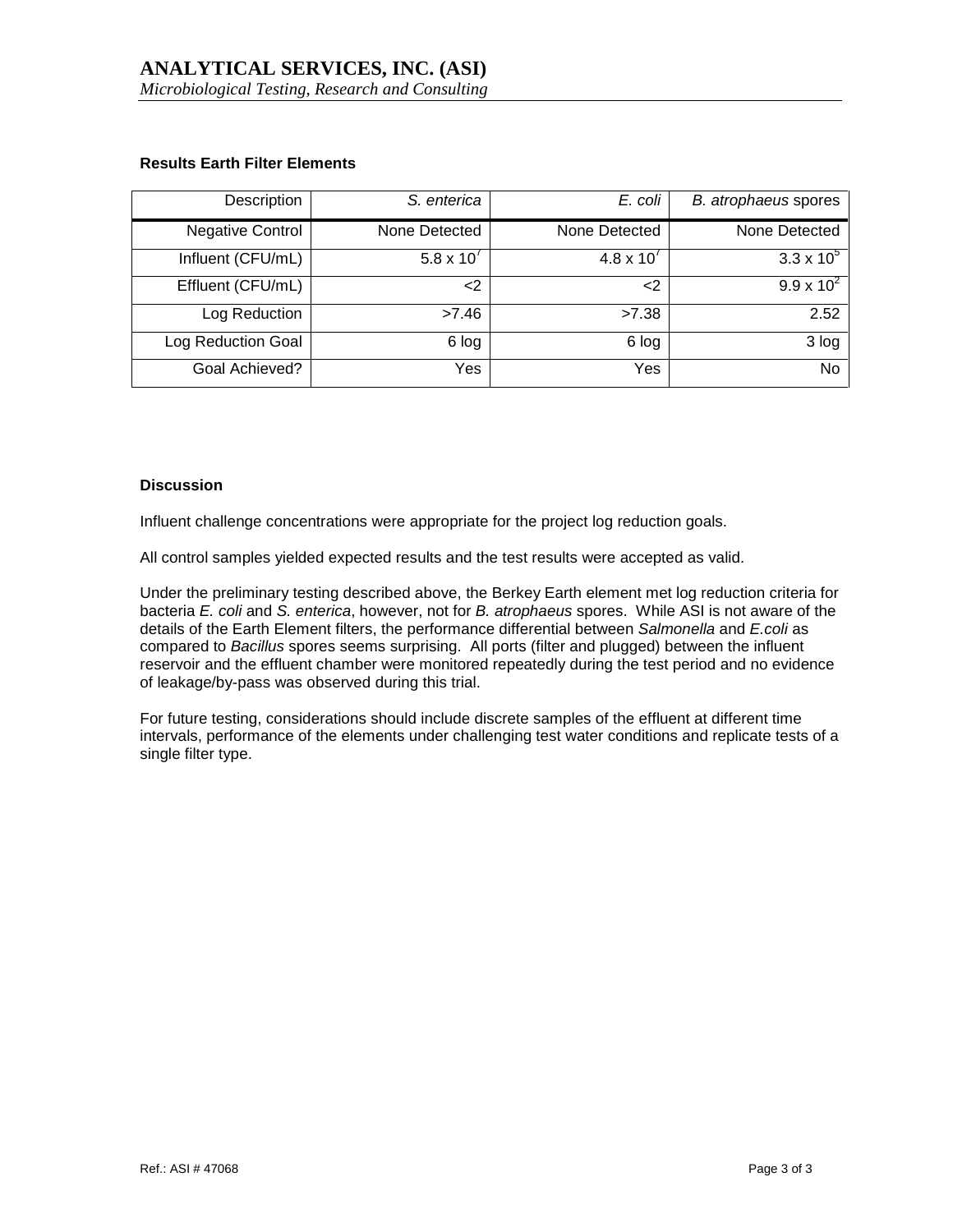**Results Earth Filter Elements**

| Description | *S. enterica* | *E. coli* | *B. atrophaeus* spores |
|---|---|---|---|
| Negative Control | None Detected | None Detected | None Detected |
| Influent (CFU/mL) | $5.8 \times 10^7$ | $4.8 \times 10^7$ | $3.3 \times 10^5$ |
| Effluent (CFU/mL) | <2 | <2 | $9.9 \times 10^2$ |
| Log Reduction | >7.46 | >7.38 | 2.52 |
| Log Reduction Goal | 6 log | 6 log | 3 log |
| Goal Achieved? | Yes | Yes | No |

**Discussion**

Influent challenge concentrations were appropriate for the project log reduction goals.

All control samples yielded expected results and the test results were accepted as valid.

Under the preliminary testing described above, the Berkey Earth element met log reduction criteria for bacteria *E. coli* and *S. enterica*, however, not for *B. atrophaeus* spores. While ASI is not aware of the details of the Earth Element filters, the performance differential between *Salmonella* and *E.coli* as compared to *Bacillus* spores seems surprising. All ports (filter and plugged) between the influent reservoir and the effluent chamber were monitored repeatedly during the test period and no evidence of leakage/by-pass was observed during this trial.

For future testing, considerations should include discrete samples of the effluent at different time intervals, performance of the elements under challenging test water conditions and replicate tests of a single filter type.